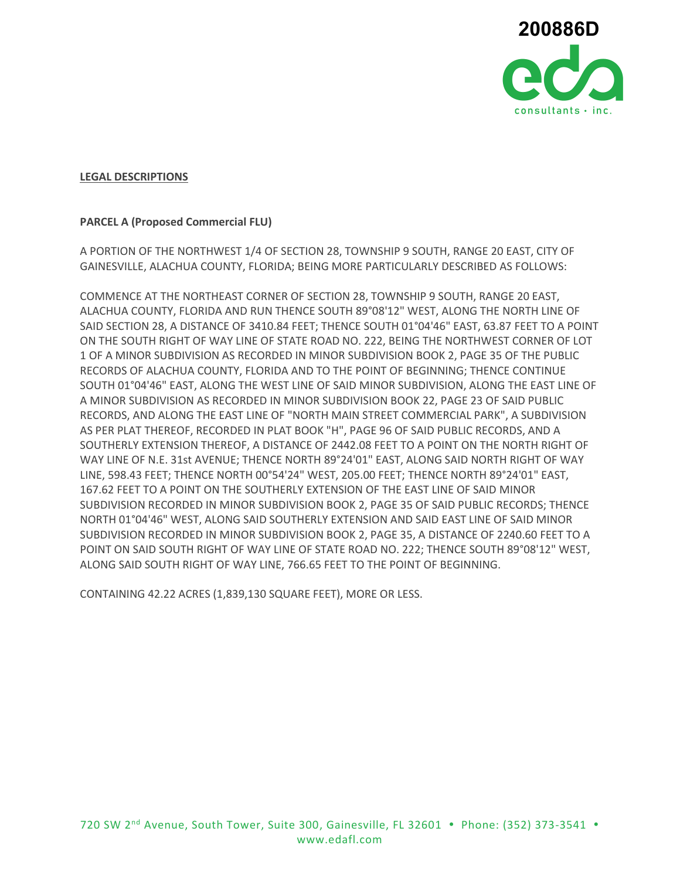200886D

**LEGAL DESCRIPTIONS**

**PARCEL A (Proposed Commercial FLU)**

A PORTION OF THE NORTHWEST 1/4 OF SECTION 28, TOWNSHIP 9 SOUTH, RANGE 20 EAST, CITY OF GAINESVILLE, ALACHUA COUNTY, FLORIDA; BEING MORE PARTICULARLY DESCRIBED AS FOLLOWS:

COMMENCE AT THE NORTHEAST CORNER OF SECTION 28, TOWNSHIP 9 SOUTH, RANGE 20 EAST, ALACHUA COUNTY, FLORIDA AND RUN THENCE SOUTH 89°08'12" WEST, ALONG THE NORTH LINE OF SAID SECTION 28, A DISTANCE OF 3410.84 FEET; THENCE SOUTH 01°04'46" EAST, 63.87 FEET TO A POINT ON THE SOUTH RIGHT OF WAY LINE OF STATE ROAD NO. 222, BEING THE NORTHWEST CORNER OF LOT 1 OF A MINOR SUBDIVISION AS RECORDED IN MINOR SUBDIVISION BOOK 2, PAGE 35 OF THE PUBLIC RECORDS OF ALACHUA COUNTY, FLORIDA AND TO THE POINT OF BEGINNING; THENCE CONTINUE SOUTH 01°04'46" EAST, ALONG THE WEST LINE OF SAID MINOR SUBDIVISION, ALONG THE EAST LINE OF A MINOR SUBDIVISION AS RECORDED IN MINOR SUBDIVISION BOOK 22, PAGE 23 OF SAID PUBLIC RECORDS, AND ALONG THE EAST LINE OF "NORTH MAIN STREET COMMERCIAL PARK", A SUBDIVISION AS PER PLAT THEREOF, RECORDED IN PLAT BOOK "H", PAGE 96 OF SAID PUBLIC RECORDS, AND A SOUTHERLY EXTENSION THEREOF, A DISTANCE OF 2442.08 FEET TO A POINT ON THE NORTH RIGHT OF WAY LINE OF N.E. 31st AVENUE; THENCE NORTH 89°24'01" EAST, ALONG SAID NORTH RIGHT OF WAY LINE, 598.43 FEET; THENCE NORTH 00°54'24" WEST, 205.00 FEET; THENCE NORTH 89°24'01" EAST, 167.62 FEET TO A POINT ON THE SOUTHERLY EXTENSION OF THE EAST LINE OF SAID MINOR SUBDIVISION RECORDED IN MINOR SUBDIVISION BOOK 2, PAGE 35 OF SAID PUBLIC RECORDS; THENCE NORTH 01°04'46" WEST, ALONG SAID SOUTHERLY EXTENSION AND SAID EAST LINE OF SAID MINOR SUBDIVISION RECORDED IN MINOR SUBDIVISION BOOK 2, PAGE 35, A DISTANCE OF 2240.60 FEET TO A POINT ON SAID SOUTH RIGHT OF WAY LINE OF STATE ROAD NO. 222; THENCE SOUTH 89°08'12" WEST, ALONG SAID SOUTH RIGHT OF WAY LINE, 766.65 FEET TO THE POINT OF BEGINNING.

CONTAINING 42.22 ACRES (1,839,130 SQUARE FEET), MORE OR LESS.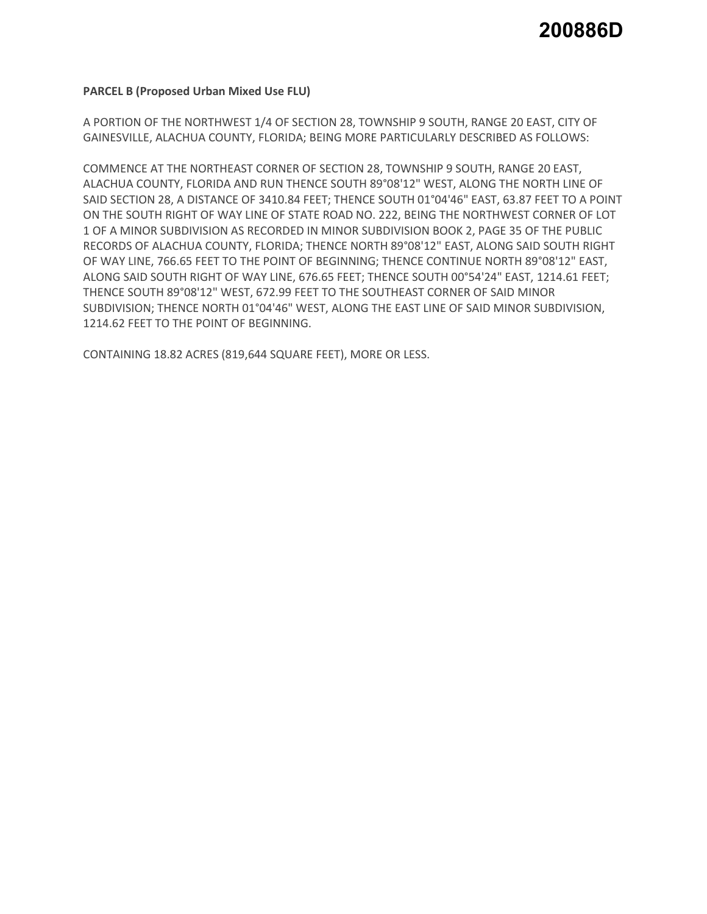**200886D**

**PARCEL B (Proposed Urban Mixed Use FLU)**

A PORTION OF THE NORTHWEST 1/4 OF SECTION 28, TOWNSHIP 9 SOUTH, RANGE 20 EAST, CITY OF GAINESVILLE, ALACHUA COUNTY, FLORIDA; BEING MORE PARTICULARLY DESCRIBED AS FOLLOWS:

COMMENCE AT THE NORTHEAST CORNER OF SECTION 28, TOWNSHIP 9 SOUTH, RANGE 20 EAST, ALACHUA COUNTY, FLORIDA AND RUN THENCE SOUTH 89°08'12" WEST, ALONG THE NORTH LINE OF SAID SECTION 28, A DISTANCE OF 3410.84 FEET; THENCE SOUTH 01°04'46" EAST, 63.87 FEET TO A POINT ON THE SOUTH RIGHT OF WAY LINE OF STATE ROAD NO. 222, BEING THE NORTHWEST CORNER OF LOT 1 OF A MINOR SUBDIVISION AS RECORDED IN MINOR SUBDIVISION BOOK 2, PAGE 35 OF THE PUBLIC RECORDS OF ALACHUA COUNTY, FLORIDA; THENCE NORTH 89°08'12" EAST, ALONG SAID SOUTH RIGHT OF WAY LINE, 766.65 FEET TO THE POINT OF BEGINNING; THENCE CONTINUE NORTH 89°08'12" EAST, ALONG SAID SOUTH RIGHT OF WAY LINE, 676.65 FEET; THENCE SOUTH 00°54'24" EAST, 1214.61 FEET; THENCE SOUTH 89°08'12" WEST, 672.99 FEET TO THE SOUTHEAST CORNER OF SAID MINOR SUBDIVISION; THENCE NORTH 01°04'46" WEST, ALONG THE EAST LINE OF SAID MINOR SUBDIVISION, 1214.62 FEET TO THE POINT OF BEGINNING.

CONTAINING 18.82 ACRES (819,644 SQUARE FEET), MORE OR LESS.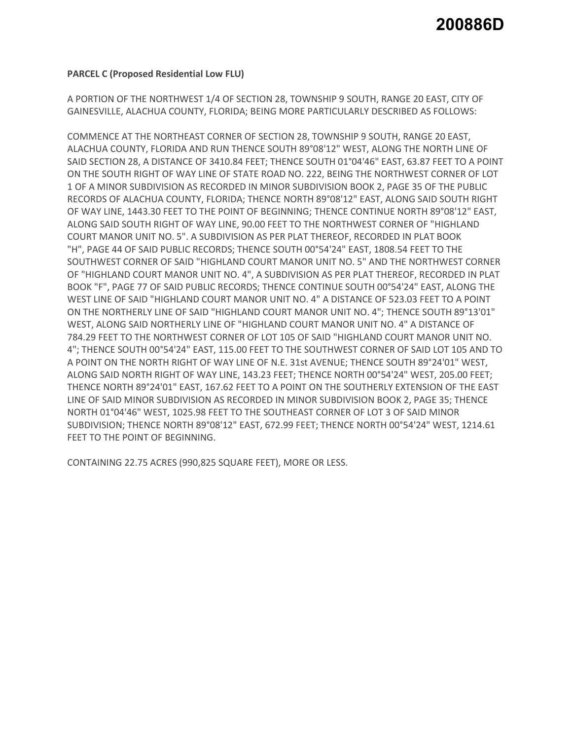# 200886D

**PARCEL C (Proposed Residential Low FLU)**

A PORTION OF THE NORTHWEST 1/4 OF SECTION 28, TOWNSHIP 9 SOUTH, RANGE 20 EAST, CITY OF GAINESVILLE, ALACHUA COUNTY, FLORIDA; BEING MORE PARTICULARLY DESCRIBED AS FOLLOWS:

COMMENCE AT THE NORTHEAST CORNER OF SECTION 28, TOWNSHIP 9 SOUTH, RANGE 20 EAST, ALACHUA COUNTY, FLORIDA AND RUN THENCE SOUTH 89°08'12" WEST, ALONG THE NORTH LINE OF SAID SECTION 28, A DISTANCE OF 3410.84 FEET; THENCE SOUTH 01°04'46" EAST, 63.87 FEET TO A POINT ON THE SOUTH RIGHT OF WAY LINE OF STATE ROAD NO. 222, BEING THE NORTHWEST CORNER OF LOT 1 OF A MINOR SUBDIVISION AS RECORDED IN MINOR SUBDIVISION BOOK 2, PAGE 35 OF THE PUBLIC RECORDS OF ALACHUA COUNTY, FLORIDA; THENCE NORTH 89°08'12" EAST, ALONG SAID SOUTH RIGHT OF WAY LINE, 1443.30 FEET TO THE POINT OF BEGINNING; THENCE CONTINUE NORTH 89°08'12" EAST, ALONG SAID SOUTH RIGHT OF WAY LINE, 90.00 FEET TO THE NORTHWEST CORNER OF "HIGHLAND COURT MANOR UNIT NO. 5". A SUBDIVISION AS PER PLAT THEREOF, RECORDED IN PLAT BOOK "H", PAGE 44 OF SAID PUBLIC RECORDS; THENCE SOUTH 00°54'24" EAST, 1808.54 FEET TO THE SOUTHWEST CORNER OF SAID "HIGHLAND COURT MANOR UNIT NO. 5" AND THE NORTHWEST CORNER OF "HIGHLAND COURT MANOR UNIT NO. 4", A SUBDIVISION AS PER PLAT THEREOF, RECORDED IN PLAT BOOK "F", PAGE 77 OF SAID PUBLIC RECORDS; THENCE CONTINUE SOUTH 00°54'24" EAST, ALONG THE WEST LINE OF SAID "HIGHLAND COURT MANOR UNIT NO. 4" A DISTANCE OF 523.03 FEET TO A POINT ON THE NORTHERLY LINE OF SAID "HIGHLAND COURT MANOR UNIT NO. 4"; THENCE SOUTH 89°13'01" WEST, ALONG SAID NORTHERLY LINE OF "HIGHLAND COURT MANOR UNIT NO. 4" A DISTANCE OF 784.29 FEET TO THE NORTHWEST CORNER OF LOT 105 OF SAID "HIGHLAND COURT MANOR UNIT NO. 4"; THENCE SOUTH 00°54'24" EAST, 115.00 FEET TO THE SOUTHWEST CORNER OF SAID LOT 105 AND TO A POINT ON THE NORTH RIGHT OF WAY LINE OF N.E. 31st AVENUE; THENCE SOUTH 89°24'01" WEST, ALONG SAID NORTH RIGHT OF WAY LINE, 143.23 FEET; THENCE NORTH 00°54'24" WEST, 205.00 FEET; THENCE NORTH 89°24'01" EAST, 167.62 FEET TO A POINT ON THE SOUTHERLY EXTENSION OF THE EAST LINE OF SAID MINOR SUBDIVISION AS RECORDED IN MINOR SUBDIVISION BOOK 2, PAGE 35; THENCE NORTH 01°04'46" WEST, 1025.98 FEET TO THE SOUTHEAST CORNER OF LOT 3 OF SAID MINOR SUBDIVISION; THENCE NORTH 89°08'12" EAST, 672.99 FEET; THENCE NORTH 00°54'24" WEST, 1214.61 FEET TO THE POINT OF BEGINNING.

CONTAINING 22.75 ACRES (990,825 SQUARE FEET), MORE OR LESS.